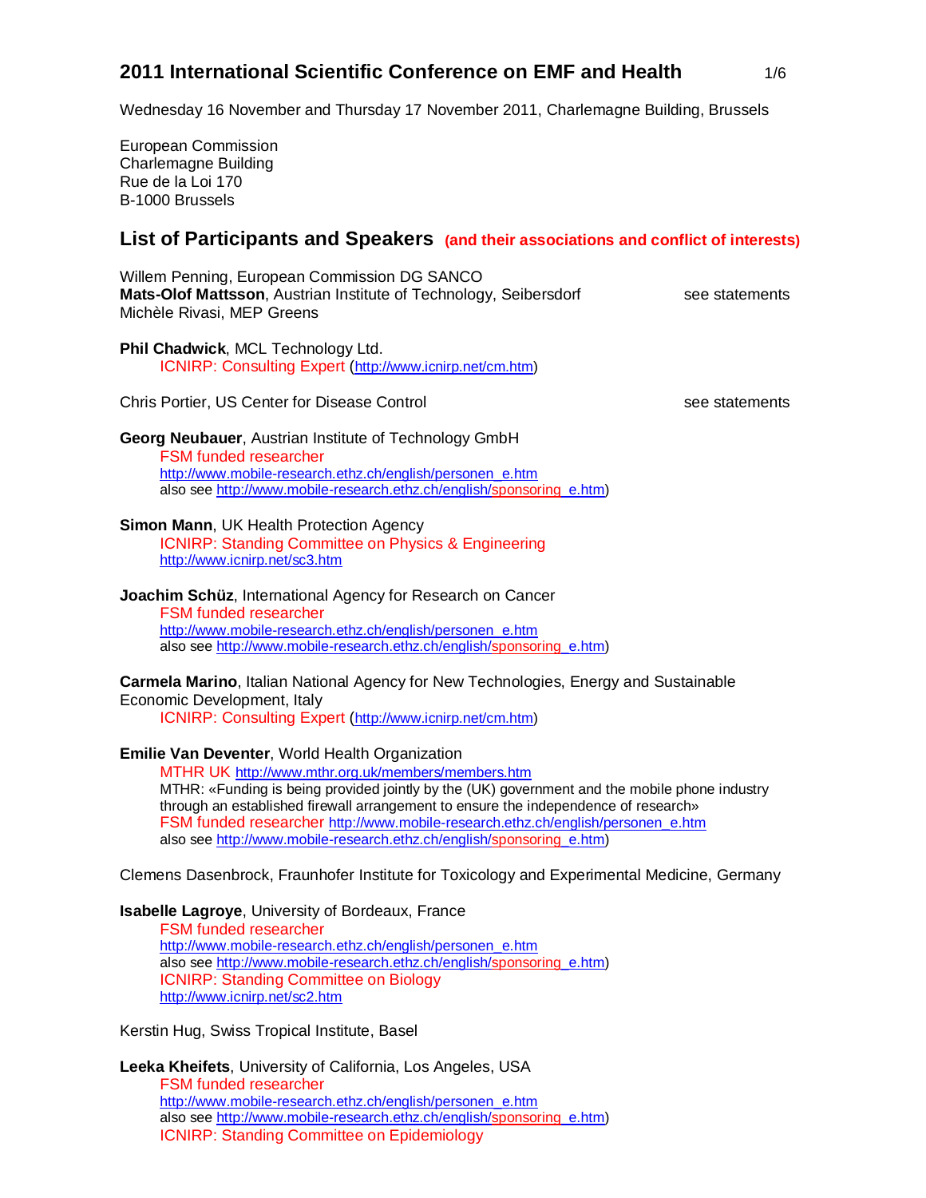## 2011 International Scientific Conference on EMF and Health

Wednesday 16 November and Thursday 17 November 2011, Charlemagne Building, Brussels

European Commission
Charlemagne Building
Rue de la Loi 170
B-1000 Brussels

## List of Participants and Speakers (and their associations and conflict of interests)

Willem Penning, European Commission DG SANCO
**Mats-Olof Mattsson**, Austrian Institute of Technology, Seibersdorf — see statements
Michèle Rivasi, MEP Greens

**Phil Chadwick**, MCL Technology Ltd.
ICNIRP: Consulting Expert (http://www.icnirp.net/cm.htm)

Chris Portier, US Center for Disease Control — see statements

**Georg Neubauer**, Austrian Institute of Technology GmbH
FSM funded researcher
http://www.mobile-research.ethz.ch/english/personen_e.htm
also see http://www.mobile-research.ethz.ch/english/sponsoring_e.htm)

**Simon Mann**, UK Health Protection Agency
ICNIRP: Standing Committee on Physics & Engineering
http://www.icnirp.net/sc3.htm

**Joachim Schüz**, International Agency for Research on Cancer
FSM funded researcher
http://www.mobile-research.ethz.ch/english/personen_e.htm
also see http://www.mobile-research.ethz.ch/english/sponsoring_e.htm)

**Carmela Marino**, Italian National Agency for New Technologies, Energy and Sustainable Economic Development, Italy
ICNIRP: Consulting Expert (http://www.icnirp.net/cm.htm)

**Emilie Van Deventer**, World Health Organization
MTHR UK http://www.mthr.org.uk/members/members.htm
MTHR: «Funding is being provided jointly by the (UK) government and the mobile phone industry through an established firewall arrangement to ensure the independence of research»
FSM funded researcher http://www.mobile-research.ethz.ch/english/personen_e.htm
also see http://www.mobile-research.ethz.ch/english/sponsoring_e.htm)

Clemens Dasenbrock, Fraunhofer Institute for Toxicology and Experimental Medicine, Germany

**Isabelle Lagroye**, University of Bordeaux, France
FSM funded researcher
http://www.mobile-research.ethz.ch/english/personen_e.htm
also see http://www.mobile-research.ethz.ch/english/sponsoring_e.htm)
ICNIRP: Standing Committee on Biology
http://www.icnirp.net/sc2.htm

Kerstin Hug, Swiss Tropical Institute, Basel

**Leeka Kheifets**, University of California, Los Angeles, USA
FSM funded researcher
http://www.mobile-research.ethz.ch/english/personen_e.htm
also see http://www.mobile-research.ethz.ch/english/sponsoring_e.htm)
ICNIRP: Standing Committee on Epidemiology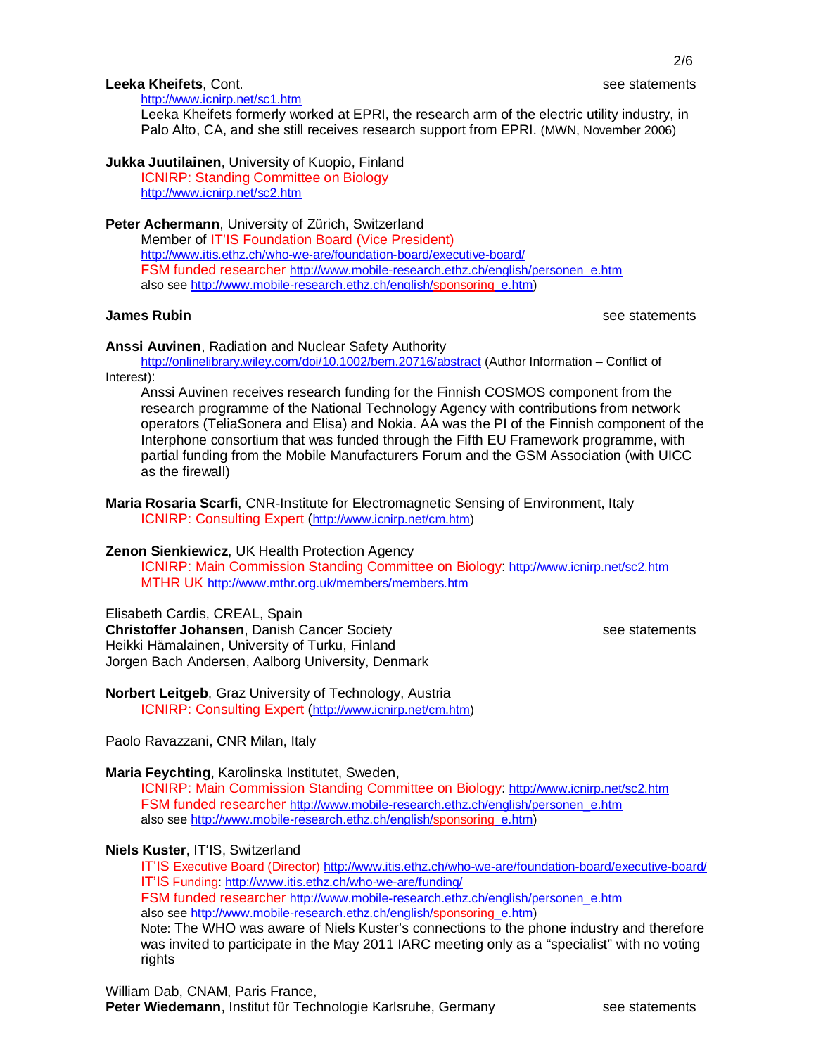**Leeka Kheifets**, Cont. see statements

http://www.icnirp.net/sc1.htm

Leeka Kheifets formerly worked at EPRI, the research arm of the electric utility industry, in Palo Alto, CA, and she still receives research support from EPRI. (MWN, November 2006)

**Jukka Juutilainen**, University of Kuopio, Finland

ICNIRP: Standing Committee on Biology

http://www.icnirp.net/sc2.htm

**Peter Achermann**, University of Zürich, Switzerland

Member of IT'IS Foundation Board (Vice President)

http://www.itis.ethz.ch/who-we-are/foundation-board/executive-board/

FSM funded researcher http://www.mobile-research.ethz.ch/english/personen_e.htm

also see http://www.mobile-research.ethz.ch/english/sponsoring_e.htm)

**James Rubin** see statements

**Anssi Auvinen**, Radiation and Nuclear Safety Authority

http://onlinelibrary.wiley.com/doi/10.1002/bem.20716/abstract (Author Information – Conflict of Interest):

Anssi Auvinen receives research funding for the Finnish COSMOS component from the research programme of the National Technology Agency with contributions from network operators (TeliaSonera and Elisa) and Nokia. AA was the PI of the Finnish component of the Interphone consortium that was funded through the Fifth EU Framework programme, with partial funding from the Mobile Manufacturers Forum and the GSM Association (with UICC as the firewall)

**Maria Rosaria Scarfi**, CNR-Institute for Electromagnetic Sensing of Environment, Italy

ICNIRP: Consulting Expert (http://www.icnirp.net/cm.htm)

**Zenon Sienkiewicz**, UK Health Protection Agency

ICNIRP: Main Commission Standing Committee on Biology: http://www.icnirp.net/sc2.htm

MTHR UK http://www.mthr.org.uk/members/members.htm

Elisabeth Cardis, CREAL, Spain

**Christoffer Johansen**, Danish Cancer Society see statements

Heikki Hämalainen, University of Turku, Finland

Jorgen Bach Andersen, Aalborg University, Denmark

**Norbert Leitgeb**, Graz University of Technology, Austria

ICNIRP: Consulting Expert (http://www.icnirp.net/cm.htm)

Paolo Ravazzani, CNR Milan, Italy

**Maria Feychting**, Karolinska Institutet, Sweden,

ICNIRP: Main Commission Standing Committee on Biology: http://www.icnirp.net/sc2.htm

FSM funded researcher http://www.mobile-research.ethz.ch/english/personen_e.htm

also see http://www.mobile-research.ethz.ch/english/sponsoring_e.htm)

**Niels Kuster**, IT'IS, Switzerland

IT'IS Executive Board (Director) http://www.itis.ethz.ch/who-we-are/foundation-board/executive-board/

IT'IS Funding: http://www.itis.ethz.ch/who-we-are/funding/

FSM funded researcher http://www.mobile-research.ethz.ch/english/personen_e.htm

also see http://www.mobile-research.ethz.ch/english/sponsoring_e.htm)

Note: The WHO was aware of Niels Kuster's connections to the phone industry and therefore was invited to participate in the May 2011 IARC meeting only as a "specialist" with no voting rights

William Dab, CNAM, Paris France,

**Peter Wiedemann**, Institut für Technologie Karlsruhe, Germany see statements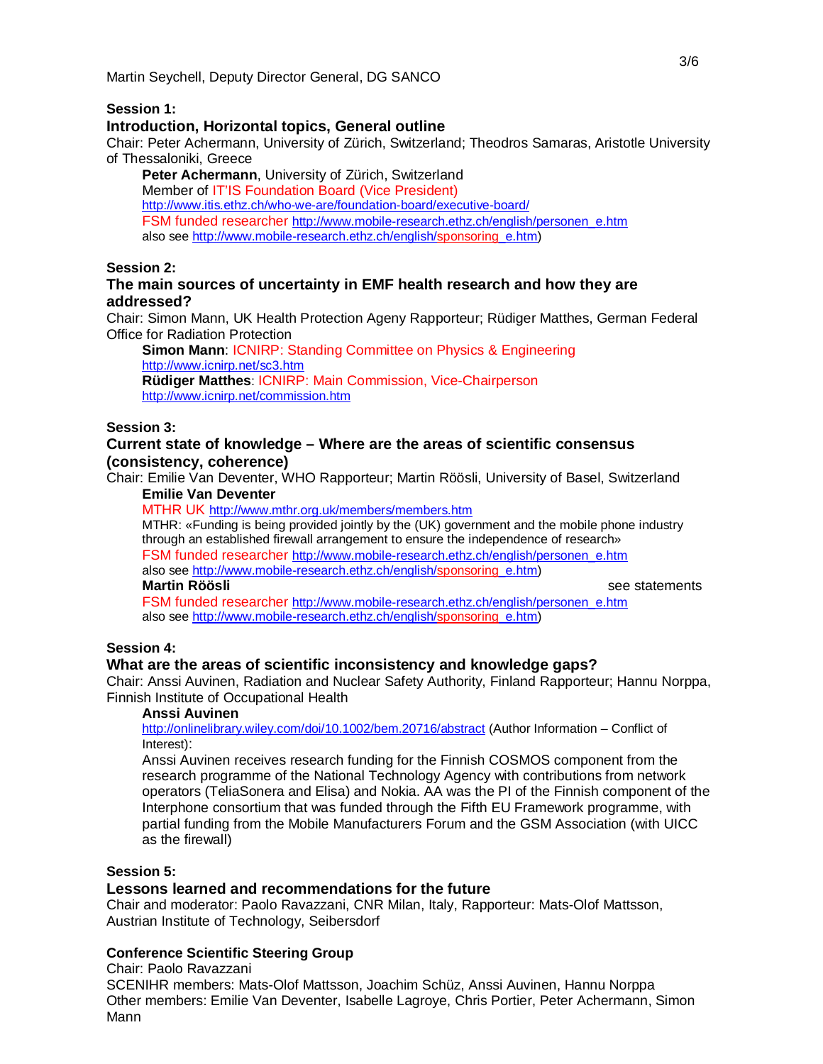Martin Seychell, Deputy Director General, DG SANCO

**Session 1:**

### Introduction, Horizontal topics, General outline

Chair: Peter Achermann, University of Zürich, Switzerland; Theodros Samaras, Aristotle University of Thessaloniki, Greece

**Peter Achermann**, University of Zürich, Switzerland
Member of IT'IS Foundation Board (Vice President)
http://www.itis.ethz.ch/who-we-are/foundation-board/executive-board/
FSM funded researcher http://www.mobile-research.ethz.ch/english/personen_e.htm
also see http://www.mobile-research.ethz.ch/english/sponsoring_e.htm)

**Session 2:**

### The main sources of uncertainty in EMF health research and how they are addressed?

Chair: Simon Mann, UK Health Protection Ageny Rapporteur; Rüdiger Matthes, German Federal Office for Radiation Protection

**Simon Mann**: ICNIRP: Standing Committee on Physics & Engineering
http://www.icnirp.net/sc3.htm
**Rüdiger Matthes**: ICNIRP: Main Commission, Vice-Chairperson
http://www.icnirp.net/commission.htm

**Session 3:**

### Current state of knowledge – Where are the areas of scientific consensus (consistency, coherence)

Chair: Emilie Van Deventer, WHO Rapporteur; Martin Röösli, University of Basel, Switzerland

**Emilie Van Deventer**
MTHR UK http://www.mthr.org.uk/members/members.htm
MTHR: «Funding is being provided jointly by the (UK) government and the mobile phone industry through an established firewall arrangement to ensure the independence of research»
FSM funded researcher http://www.mobile-research.ethz.ch/english/personen_e.htm
also see http://www.mobile-research.ethz.ch/english/sponsoring_e.htm)

**Martin Röösli** see statements
FSM funded researcher http://www.mobile-research.ethz.ch/english/personen_e.htm
also see http://www.mobile-research.ethz.ch/english/sponsoring_e.htm)

**Session 4:**

### What are the areas of scientific inconsistency and knowledge gaps?

Chair: Anssi Auvinen, Radiation and Nuclear Safety Authority, Finland Rapporteur; Hannu Norppa, Finnish Institute of Occupational Health

**Anssi Auvinen**
http://onlinelibrary.wiley.com/doi/10.1002/bem.20716/abstract (Author Information – Conflict of Interest):
Anssi Auvinen receives research funding for the Finnish COSMOS component from the research programme of the National Technology Agency with contributions from network operators (TeliaSonera and Elisa) and Nokia. AA was the PI of the Finnish component of the Interphone consortium that was funded through the Fifth EU Framework programme, with partial funding from the Mobile Manufacturers Forum and the GSM Association (with UICC as the firewall)

**Session 5:**

### Lessons learned and recommendations for the future

Chair and moderator: Paolo Ravazzani, CNR Milan, Italy, Rapporteur: Mats-Olof Mattsson, Austrian Institute of Technology, Seibersdorf

### Conference Scientific Steering Group

Chair: Paolo Ravazzani
SCENIHR members: Mats-Olof Mattsson, Joachim Schüz, Anssi Auvinen, Hannu Norppa
Other members: Emilie Van Deventer, Isabelle Lagroye, Chris Portier, Peter Achermann, Simon Mann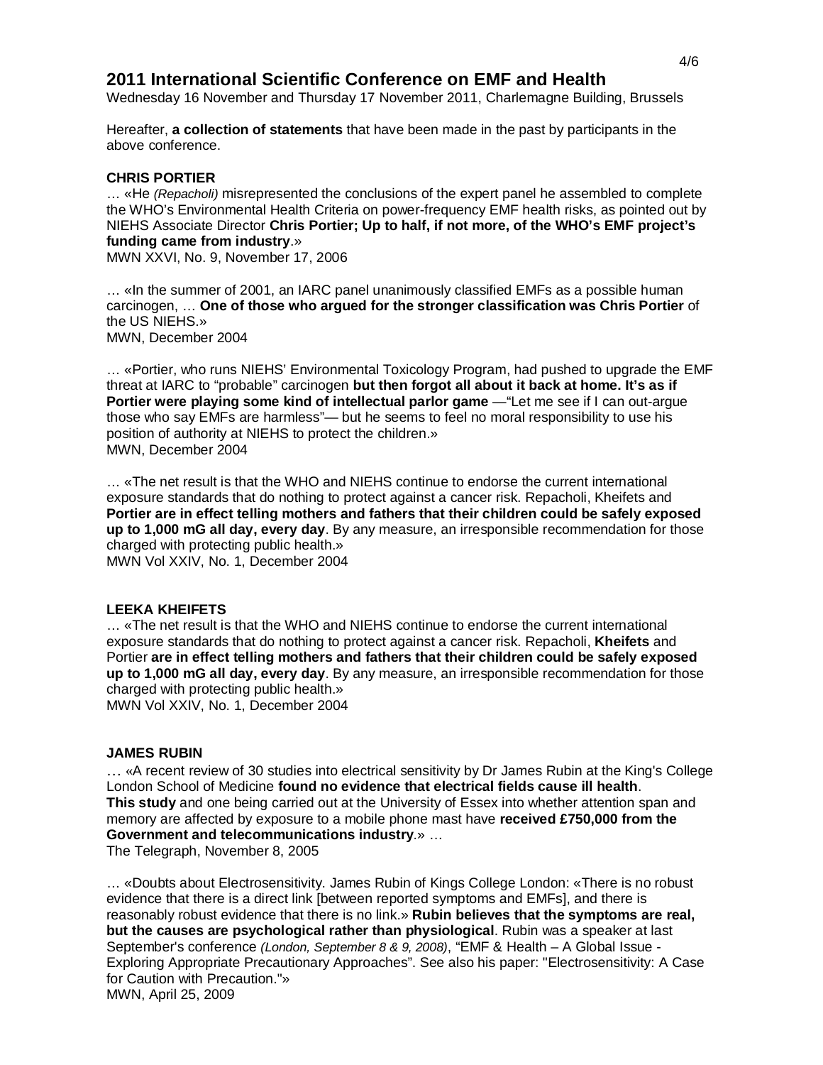## 2011 International Scientific Conference on EMF and Health

Wednesday 16 November and Thursday 17 November 2011, Charlemagne Building, Brussels

Hereafter, **a collection of statements** that have been made in the past by participants in the above conference.

### CHRIS PORTIER

… «He *(Repacholi)* misrepresented the conclusions of the expert panel he assembled to complete the WHO's Environmental Health Criteria on power-frequency EMF health risks, as pointed out by NIEHS Associate Director **Chris Portier; Up to half, if not more, of the WHO's EMF project's funding came from industry**.»
MWN XXVI, No. 9, November 17, 2006

… «In the summer of 2001, an IARC panel unanimously classified EMFs as a possible human carcinogen, … **One of those who argued for the stronger classification was Chris Portier** of the US NIEHS.»
MWN, December 2004

… «Portier, who runs NIEHS' Environmental Toxicology Program, had pushed to upgrade the EMF threat at IARC to "probable" carcinogen **but then forgot all about it back at home. It's as if Portier were playing some kind of intellectual parlor game** —"Let me see if I can out-argue those who say EMFs are harmless"— but he seems to feel no moral responsibility to use his position of authority at NIEHS to protect the children.»
MWN, December 2004

… «The net result is that the WHO and NIEHS continue to endorse the current international exposure standards that do nothing to protect against a cancer risk. Repacholi, Kheifets and **Portier are in effect telling mothers and fathers that their children could be safely exposed up to 1,000 mG all day, every day**. By any measure, an irresponsible recommendation for those charged with protecting public health.»
MWN Vol XXIV, No. 1, December 2004

### LEEKA KHEIFETS

… «The net result is that the WHO and NIEHS continue to endorse the current international exposure standards that do nothing to protect against a cancer risk. Repacholi, **Kheifets** and Portier **are in effect telling mothers and fathers that their children could be safely exposed up to 1,000 mG all day, every day**. By any measure, an irresponsible recommendation for those charged with protecting public health.»
MWN Vol XXIV, No. 1, December 2004

### JAMES RUBIN

… «A recent review of 30 studies into electrical sensitivity by Dr James Rubin at the King's College London School of Medicine **found no evidence that electrical fields cause ill health**. **This study** and one being carried out at the University of Essex into whether attention span and memory are affected by exposure to a mobile phone mast have **received £750,000 from the Government and telecommunications industry**.» …
The Telegraph, November 8, 2005

… «Doubts about Electrosensitivity. James Rubin of Kings College London: «There is no robust evidence that there is a direct link [between reported symptoms and EMFs], and there is reasonably robust evidence that there is no link.» **Rubin believes that the symptoms are real, but the causes are psychological rather than physiological**. Rubin was a speaker at last September's conference *(London, September 8 & 9, 2008)*, "EMF & Health – A Global Issue - Exploring Appropriate Precautionary Approaches". See also his paper: "Electrosensitivity: A Case for Caution with Precaution."»
MWN, April 25, 2009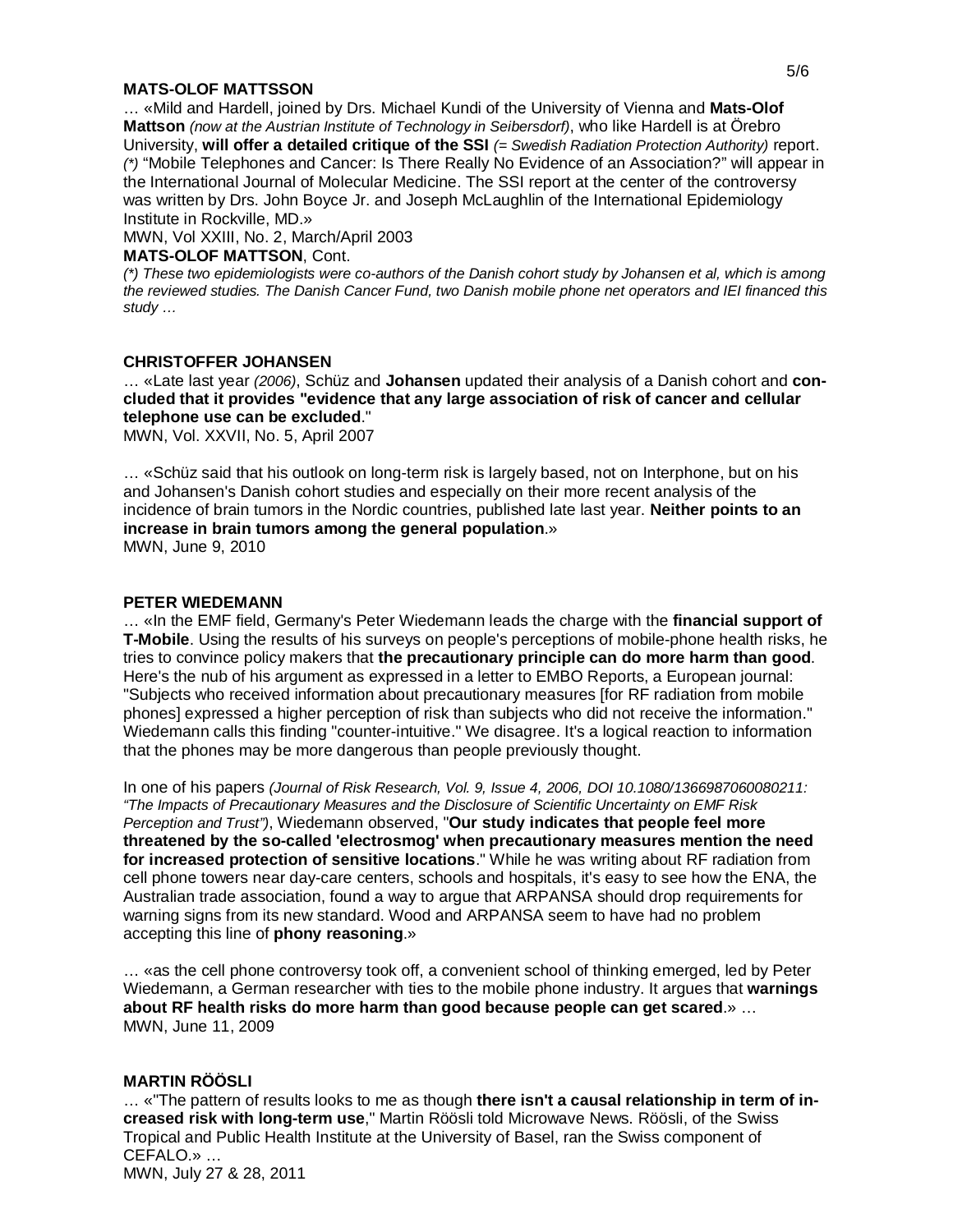**MATS-OLOF MATTSSON**

… «Mild and Hardell, joined by Drs. Michael Kundi of the University of Vienna and **Mats-Olof Mattson** *(now at the Austrian Institute of Technology in Seibersdorf)*, who like Hardell is at Örebro University, **will offer a detailed critique of the SSI** *(= Swedish Radiation Protection Authority)* report. *(\*)* "Mobile Telephones and Cancer: Is There Really No Evidence of an Association?" will appear in the International Journal of Molecular Medicine. The SSI report at the center of the controversy was written by Drs. John Boyce Jr. and Joseph McLaughlin of the International Epidemiology Institute in Rockville, MD.»

MWN, Vol XXIII, No. 2, March/April 2003

**MATS-OLOF MATTSSON**, Cont.

*(\*) These two epidemiologists were co-authors of the Danish cohort study by Johansen et al, which is among the reviewed studies. The Danish Cancer Fund, two Danish mobile phone net operators and IEI financed this study …*

**CHRISTOFFER JOHANSEN**

… «Late last year *(2006)*, Schüz and **Johansen** updated their analysis of a Danish cohort and **concluded that it provides "evidence that any large association of risk of cancer and cellular telephone use can be excluded**."

MWN, Vol. XXVII, No. 5, April 2007

… «Schüz said that his outlook on long-term risk is largely based, not on Interphone, but on his and Johansen's Danish cohort studies and especially on their more recent analysis of the incidence of brain tumors in the Nordic countries, published late last year. **Neither points to an increase in brain tumors among the general population**.»

MWN, June 9, 2010

**PETER WIEDEMANN**

… «In the EMF field, Germany's Peter Wiedemann leads the charge with the **financial support of T-Mobile**. Using the results of his surveys on people's perceptions of mobile-phone health risks, he tries to convince policy makers that **the precautionary principle can do more harm than good**. Here's the nub of his argument as expressed in a letter to EMBO Reports, a European journal: "Subjects who received information about precautionary measures [for RF radiation from mobile phones] expressed a higher perception of risk than subjects who did not receive the information." Wiedemann calls this finding "counter-intuitive." We disagree. It's a logical reaction to information that the phones may be more dangerous than people previously thought.

In one of his papers *(Journal of Risk Research, Vol. 9, Issue 4, 2006, DOI 10.1080/1366987060080211: "The Impacts of Precautionary Measures and the Disclosure of Scientific Uncertainty on EMF Risk Perception and Trust")*, Wiedemann observed, "**Our study indicates that people feel more threatened by the so-called 'electrosmog' when precautionary measures mention the need for increased protection of sensitive locations**." While he was writing about RF radiation from cell phone towers near day-care centers, schools and hospitals, it's easy to see how the ENA, the Australian trade association, found a way to argue that ARPANSA should drop requirements for warning signs from its new standard. Wood and ARPANSA seem to have had no problem accepting this line of **phony reasoning**.»

… «as the cell phone controversy took off, a convenient school of thinking emerged, led by Peter Wiedemann, a German researcher with ties to the mobile phone industry. It argues that **warnings about RF health risks do more harm than good because people can get scared**.» …

MWN, June 11, 2009

**MARTIN RÖÖSLI**

… «"The pattern of results looks to me as though **there isn't a causal relationship in term of increased risk with long-term use**," Martin Röösli told Microwave News. Röösli, of the Swiss Tropical and Public Health Institute at the University of Basel, ran the Swiss component of CEFALO.» …

MWN, July 27 & 28, 2011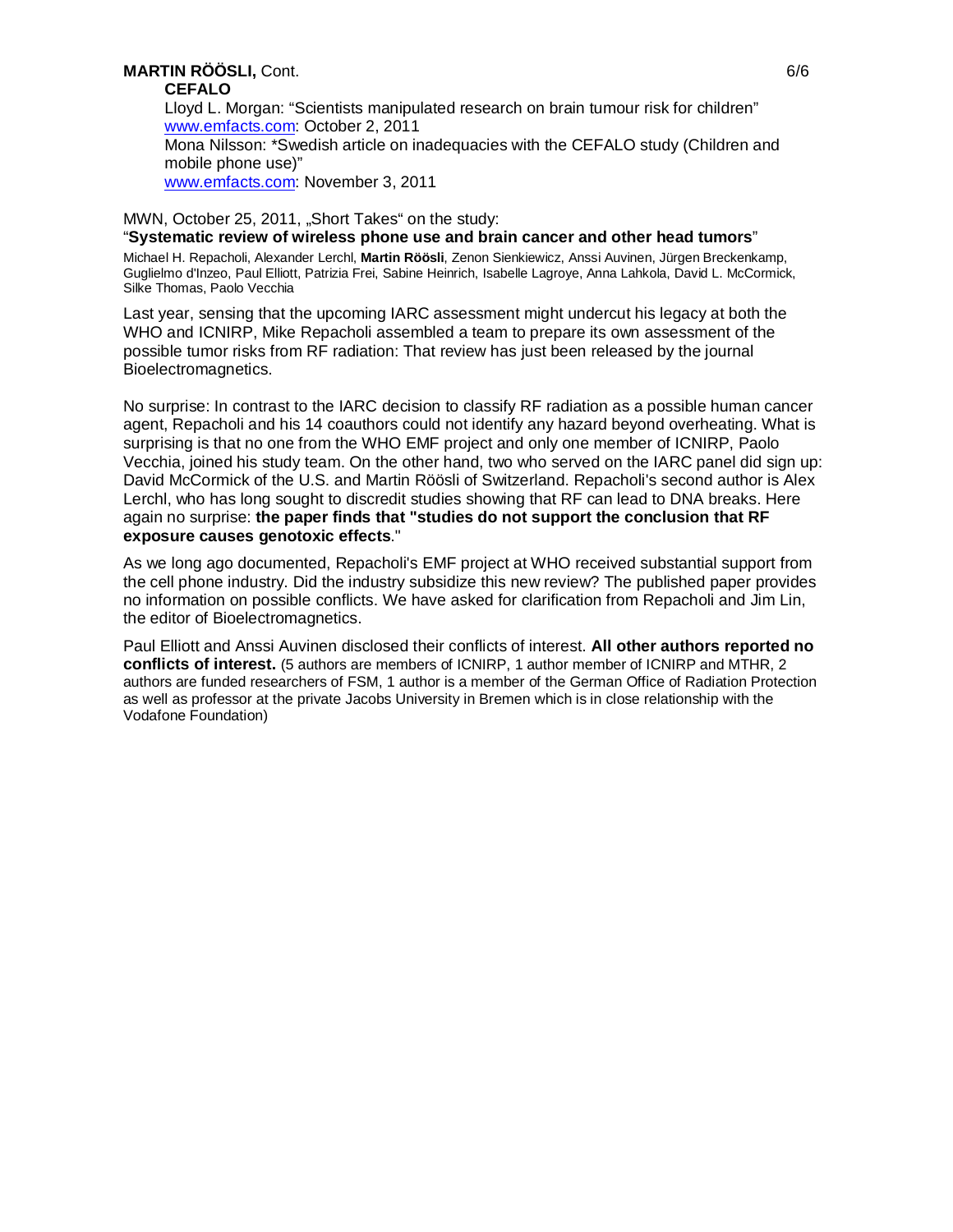**MARTIN RÖÖSLI,** Cont.

**CEFALO**

Lloyd L. Morgan: "Scientists manipulated research on brain tumour risk for children" www.emfacts.com: October 2, 2011

Mona Nilsson: *Swedish article on inadequacies with the CEFALO study (Children and mobile phone use)"
www.emfacts.com: November 3, 2011

MWN, October 25, 2011, „Short Takes" on the study:
"**Systematic review of wireless phone use and brain cancer and other head tumors**"

Michael H. Repacholi, Alexander Lerchl, **Martin Röösli**, Zenon Sienkiewicz, Anssi Auvinen, Jürgen Breckenkamp, Guglielmo d'Inzeo, Paul Elliott, Patrizia Frei, Sabine Heinrich, Isabelle Lagroye, Anna Lahkola, David L. McCormick, Silke Thomas, Paolo Vecchia

Last year, sensing that the upcoming IARC assessment might undercut his legacy at both the WHO and ICNIRP, Mike Repacholi assembled a team to prepare its own assessment of the possible tumor risks from RF radiation: That review has just been released by the journal Bioelectromagnetics.

No surprise: In contrast to the IARC decision to classify RF radiation as a possible human cancer agent, Repacholi and his 14 coauthors could not identify any hazard beyond overheating. What is surprising is that no one from the WHO EMF project and only one member of ICNIRP, Paolo Vecchia, joined his study team. On the other hand, two who served on the IARC panel did sign up: David McCormick of the U.S. and Martin Röösli of Switzerland. Repacholi's second author is Alex Lerchl, who has long sought to discredit studies showing that RF can lead to DNA breaks. Here again no surprise: **the paper finds that "studies do not support the conclusion that RF exposure causes genotoxic effects**."

As we long ago documented, Repacholi's EMF project at WHO received substantial support from the cell phone industry. Did the industry subsidize this new review? The published paper provides no information on possible conflicts. We have asked for clarification from Repacholi and Jim Lin, the editor of Bioelectromagnetics.

Paul Elliott and Anssi Auvinen disclosed their conflicts of interest. **All other authors reported no conflicts of interest.** (5 authors are members of ICNIRP, 1 author member of ICNIRP and MTHR, 2 authors are funded researchers of FSM, 1 author is a member of the German Office of Radiation Protection as well as professor at the private Jacobs University in Bremen which is in close relationship with the Vodafone Foundation)